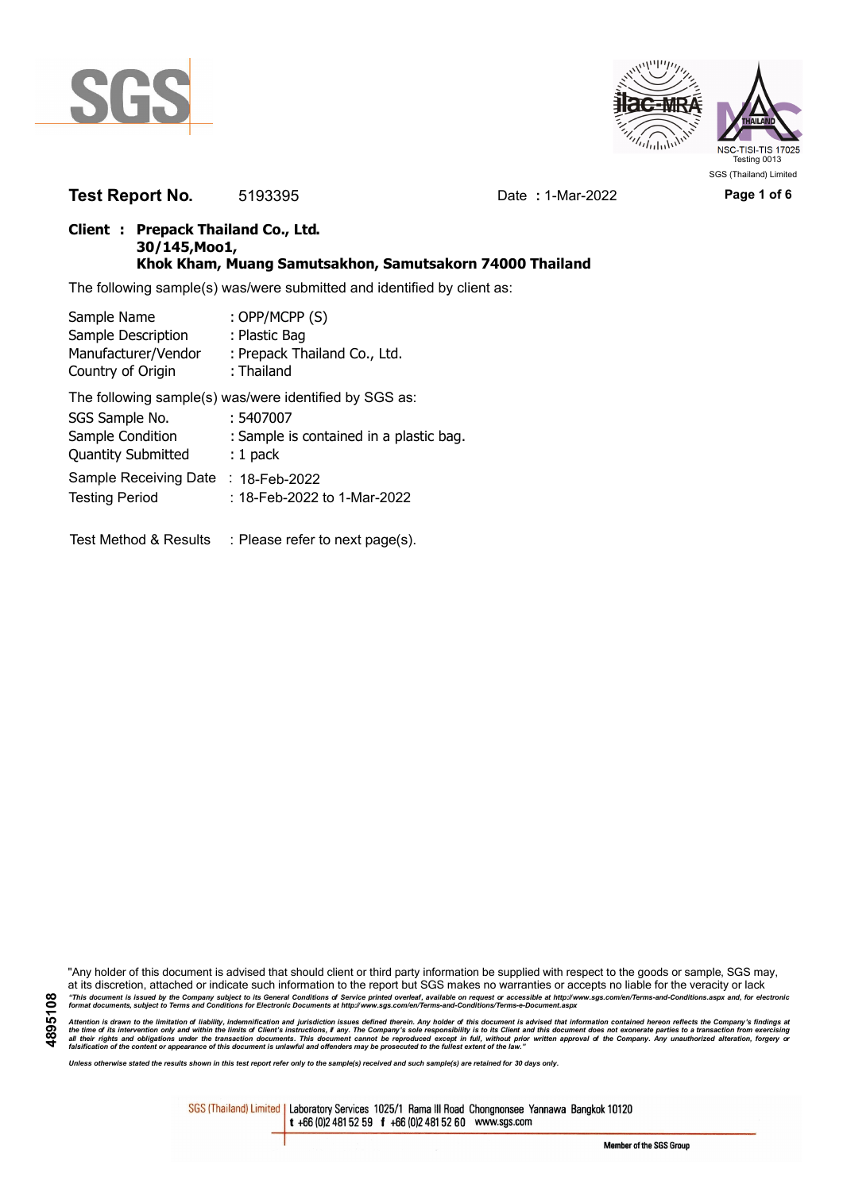SGS (Thailand) Limited

**Test Report No.** 5193395 Date **:** 1-Mar-2022

**Client : Prepack Thailand Co., Ltd.**
**30/145,Moo1,**
**Khok Kham, Muang Samutsakhon, Samutsakorn 74000 Thailand**

The following sample(s) was/were submitted and identified by client as:

| | |
|---|---|
| Sample Name | : OPP/MCPP (S) |
| Sample Description | : Plastic Bag |
| Manufacturer/Vendor | : Prepack Thailand Co., Ltd. |
| Country of Origin | : Thailand |

The following sample(s) was/were identified by SGS as:

| | |
|---|---|
| SGS Sample No. | : 5407007 |
| Sample Condition | : Sample is contained in a plastic bag. |
| Quantity Submitted | : 1 pack |
| Sample Receiving Date | : 18-Feb-2022 |
| Testing Period | : 18-Feb-2022 to 1-Mar-2022 |

Test Method & Results : Please refer to next page(s).

"Any holder of this document is advised that should client or third party information be supplied with respect to the goods or sample, SGS may, at its discretion, attached or indicate such information to the report but SGS makes no warranties or accepts no liable for the veracity or lack

*"This document is issued by the Company subject to its General Conditions of Service printed overleaf, available on request or accessible at http://www.sgs.com/en/Terms-and-Conditions.aspx and, for electronic format documents, subject to Terms and Conditions for Electronic Documents at http://www.sgs.com/en/Terms-and-Conditions/Terms-e-Document.aspx*

*Attention is drawn to the limitation of liability, indemnification and jurisdiction issues defined therein. Any holder of this document is advised that information contained hereon reflects the Company's findings at the time of its intervention only and within the limits of Client's instructions, if any. The Company's sole responsibility is to its Client and this document does not exonerate parties to a transaction from exercising all their rights and obligations under the transaction documents. This document cannot be reproduced except in full, without prior written approval of the Company. Any unauthorized alteration, forgery or falsification of the content or appearance of this document is unlawful and offenders may be prosecuted to the fullest extent of the law."*

*Unless otherwise stated the results shown in this test report refer only to the sample(s) received and such sample(s) are retained for 30 days only.*

4895108

SGS (Thailand) Limited | Laboratory Services 1025/1 Rama III Road Chongnonsee Yannawa Bangkok 10120
t +66 (0)2 481 52 59 f +66 (0)2 481 52 60 www.sgs.com

Member of the SGS Group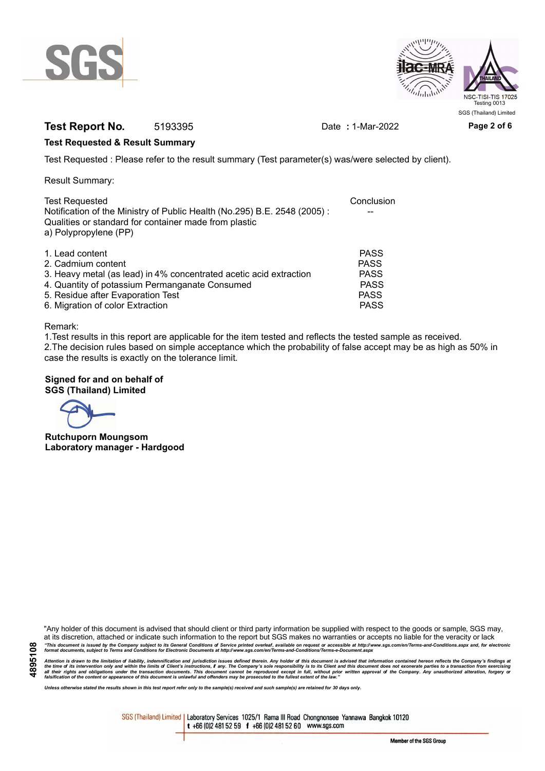**Test Report No.** 5193395 Date : 1-Mar-2022

**Test Requested & Result Summary**

Test Requested : Please refer to the result summary (Test parameter(s) was/were selected by client).

Result Summary:

| Test Requested | Conclusion |
|---|---|
| Notification of the Ministry of Public Health (No.295) B.E. 2548 (2005) : Qualities or standard for container made from plastic<br>a) Polypropylene (PP) | -- |
| 1. Lead content | PASS |
| 2. Cadmium content | PASS |
| 3. Heavy metal (as lead) in 4% concentrated acetic acid extraction | PASS |
| 4. Quantity of potassium Permanganate Consumed | PASS |
| 5. Residue after Evaporation Test | PASS |
| 6. Migration of color Extraction | PASS |

Remark:
1.Test results in this report are applicable for the item tested and reflects the tested sample as received.
2.The decision rules based on simple acceptance which the probability of false accept may be as high as 50% in case the results is exactly on the tolerance limit.

**Signed for and on behalf of**
**SGS (Thailand) Limited**

**Rutchuporn Moungsom**
**Laboratory manager - Hardgood**

"Any holder of this document is advised that should client or third party information be supplied with respect to the goods or sample, SGS may, at its discretion, attached or indicate such information to the report but SGS makes no warranties or accepts no liable for the veracity or lack

*"This document is issued by the Company subject to its General Conditions of Service printed overleaf, available on request or accessible at http://www.sgs.com/en/Terms-and-Conditions.aspx and, for electronic format documents, subject to Terms and Conditions for Electronic Documents at http://www.sgs.com/en/Terms-and-Conditions/Terms-e-Document.aspx*

*Attention is drawn to the limitation of liability, indemnification and jurisdiction issues defined therein. Any holder of this document is advised that information contained hereon reflects the Company's findings at the time of its intervention only and within the limits of Client's instructions, if any. The Company's sole responsibility is to its Client and this document does not exonerate parties to a transaction from exercising all their rights and obligations under the transaction documents. This document cannot be reproduced except in full, without prior written approval of the Company. Any unauthorized alteration, forgery or falsification of the content or appearance of this document is unlawful and offenders may be prosecuted to the fullest extent of the law."*

*Unless otherwise stated the results shown in this test report refer only to the sample(s) received and such sample(s) are retained for 30 days only.*

SGS (Thailand) Limited | Laboratory Services 1025/1 Rama III Road Chongnonsee Yannawa Bangkok 10120
t +66 (0)2 481 52 59 f +66 (0)2 481 52 60 www.sgs.com

Member of the SGS Group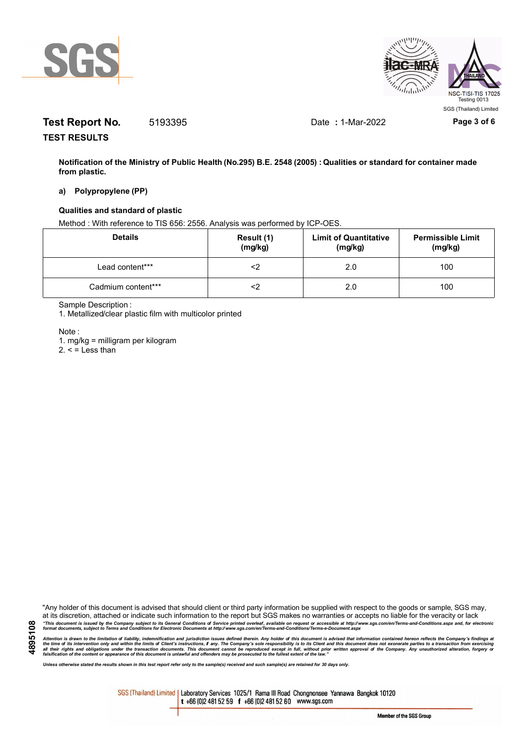**Test Report No.** 5193395 Date **:** 1-Mar-2022

**TEST RESULTS**

**Notification of the Ministry of Public Health (No.295) B.E. 2548 (2005) : Qualities or standard for container made from plastic.**

**a) Polypropylene (PP)**

**Qualities and standard of plastic**

Method : With reference to TIS 656: 2556. Analysis was performed by ICP-OES.

| Details | Result (1) (mg/kg) | Limit of Quantitative (mg/kg) | Permissible Limit (mg/kg) |
|---|---|---|---|
| Lead content*** | <2 | 2.0 | 100 |
| Cadmium content*** | <2 | 2.0 | 100 |

Sample Description :

1. Metallized/clear plastic film with multicolor printed

Note :

1. mg/kg = milligram per kilogram
2. < = Less than

"Any holder of this document is advised that should client or third party information be supplied with respect to the goods or sample, SGS may, at its discretion, attached or indicate such information to the report but SGS makes no warranties or accepts no liable for the veracity or lack

*"This document is issued by the Company subject to its General Conditions of Service printed overleaf, available on request or accessible at http://www.sgs.com/en/Terms-and-Conditions.aspx and, for electronic format documents, subject to Terms and Conditions for Electronic Documents at http://www.sgs.com/en/Terms-and-Conditions/Terms-e-Document.aspx*

*Attention is drawn to the limitation of liability, indemnification and jurisdiction issues defined therein. Any holder of this document is advised that information contained hereon reflects the Company's findings at the time of its intervention only and within the limits of Client's instructions, if any. The Company's sole responsibility is to its Client and this document does not exonerate parties to a transaction from exercising all their rights and obligations under the transaction documents. This document cannot be reproduced except in full, without prior written approval of the Company. Any unauthorized alteration, forgery or falsification of the content or appearance of this document is unlawful and offenders may be prosecuted to the fullest extent of the law."*

*Unless otherwise stated the results shown in this test report refer only to the sample(s) received and such sample(s) are retained for 30 days only.*

4895108

SGS (Thailand) Limited | Laboratory Services 1025/1 Rama III Road Chongnonsee Yannawa Bangkok 10120 t +66 (0)2 481 52 59 f +66 (0)2 481 52 60 www.sgs.com

Member of the SGS Group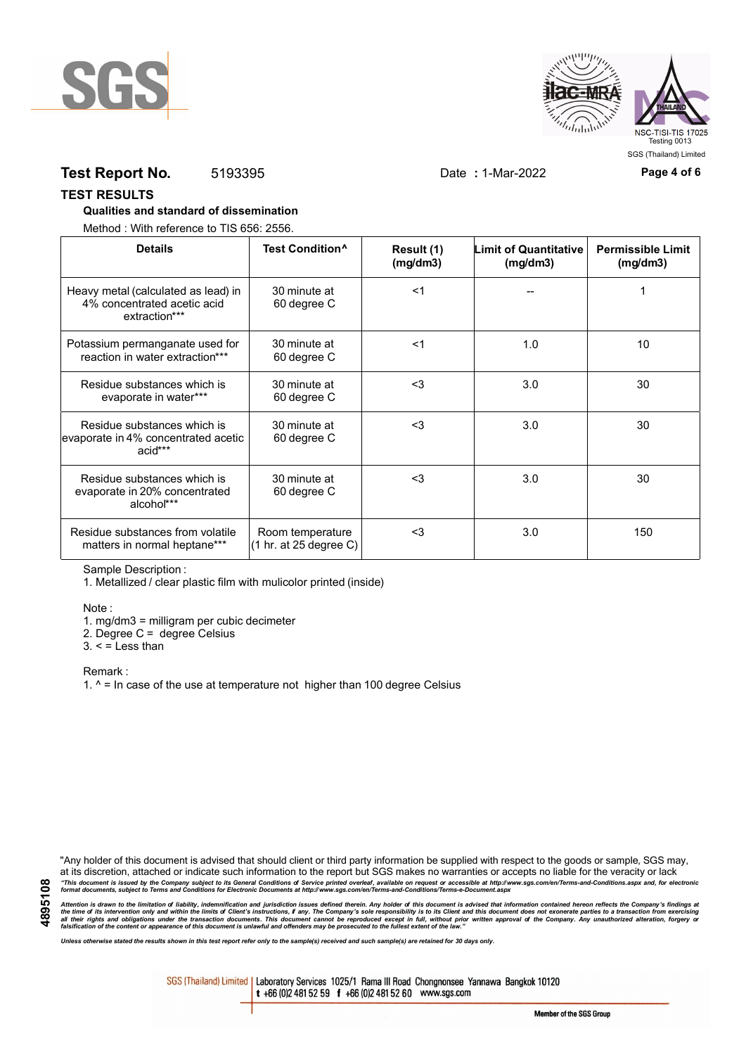**Test Report No.** 5193395 Date **:** 1-Mar-2022

## TEST RESULTS

**Qualities and standard of dissemination**

Method : With reference to TIS 656: 2556.

| Details | Test Condition^ | Result (1) (mg/dm3) | Limit of Quantitative (mg/dm3) | Permissible Limit (mg/dm3) |
|---|---|---|---|---|
| Heavy metal (calculated as lead) in 4% concentrated acetic acid extraction*** | 30 minute at 60 degree C | <1 | -- | 1 |
| Potassium permanganate used for reaction in water extraction*** | 30 minute at 60 degree C | <1 | 1.0 | 10 |
| Residue substances which is evaporate in water*** | 30 minute at 60 degree C | <3 | 3.0 | 30 |
| Residue substances which is evaporate in 4% concentrated acetic acid*** | 30 minute at 60 degree C | <3 | 3.0 | 30 |
| Residue substances which is evaporate in 20% concentrated alcohol*** | 30 minute at 60 degree C | <3 | 3.0 | 30 |
| Residue substances from volatile matters in normal heptane*** | Room temperature (1 hr. at 25 degree C) | <3 | 3.0 | 150 |

Sample Description :

1. Metallized / clear plastic film with mulicolor printed (inside)

Note :

1. mg/dm3 = milligram per cubic decimeter
2. Degree C = degree Celsius
3. < = Less than

Remark :

1. ^ = In case of the use at temperature not higher than 100 degree Celsius

"Any holder of this document is advised that should client or third party information be supplied with respect to the goods or sample, SGS may, at its discretion, attached or indicate such information to the report but SGS makes no warranties or accepts no liable for the veracity or lack

*"This document is issued by the Company subject to its General Conditions of Service printed overleaf, available on request or accessible at http://www.sgs.com/en/Terms-and-Conditions.aspx and, for electronic format documents, subject to Terms and Conditions for Electronic Documents at http://www.sgs.com/en/Terms-and-Conditions/Terms-e-Document.aspx*

*Attention is drawn to the limitation of liability, indemnification and jurisdiction issues defined therein. Any holder of this document is advised that information contained hereon reflects the Company's findings at the time of its intervention only and within the limits of Client's instructions, if any. The Company's sole responsibility is to its Client and this document does not exonerate parties to a transaction from exercising all their rights and obligations under the transaction documents. This document cannot be reproduced except in full, without prior written approval of the Company. Any unauthorized alteration, forgery or falsification of the content or appearance of this document is unlawful and offenders may be prosecuted to the fullest extent of the law."*

*Unless otherwise stated the results shown in this test report refer only to the sample(s) received and such sample(s) are retained for 30 days only.*

SGS (Thailand) Limited | Laboratory Services 1025/1 Rama III Road Chongnonsee Yannawa Bangkok 10120 t +66 (0)2 481 52 59 f +66 (0)2 481 52 60 www.sgs.com

Member of the SGS Group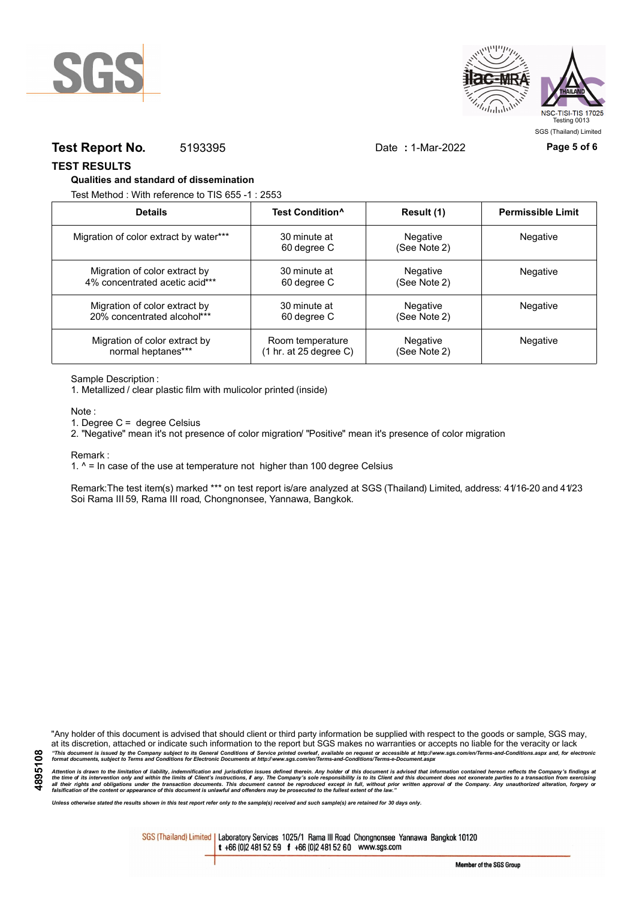**Test Report No.** 5193395 Date **:** 1-Mar-2022

## TEST RESULTS

### Qualities and standard of dissemination

Test Method : With reference to TIS 655 -1 : 2553

| Details | Test Condition^ | Result (1) | Permissible Limit |
|---|---|---|---|
| Migration of color extract by water*** | 30 minute at 60 degree C | Negative (See Note 2) | Negative |
| Migration of color extract by 4% concentrated acetic acid*** | 30 minute at 60 degree C | Negative (See Note 2) | Negative |
| Migration of color extract by 20% concentrated alcohol*** | 30 minute at 60 degree C | Negative (See Note 2) | Negative |
| Migration of color extract by normal heptanes*** | Room temperature (1 hr. at 25 degree C) | Negative (See Note 2) | Negative |

Sample Description :

1. Metallized / clear plastic film with mulicolor printed (inside)

Note :

1. Degree C = degree Celsius
2. "Negative" mean it's not presence of color migration/ "Positive" mean it's presence of color migration

Remark :

1. ^ = In case of the use at temperature not higher than 100 degree Celsius

Remark:The test item(s) marked *** on test report is/are analyzed at SGS (Thailand) Limited, address: 41/16-20 and 41/23 Soi Rama III 59, Rama III road, Chongnonsee, Yannawa, Bangkok.

"Any holder of this document is advised that should client or third party information be supplied with respect to the goods or sample, SGS may, at its discretion, attached or indicate such information to the report but SGS makes no warranties or accepts no liable for the veracity or lack

*"This document is issued by the Company subject to its General Conditions of Service printed overleaf, available on request or accessible at http://www.sgs.com/en/Terms-and-Conditions.aspx and, for electronic format documents, subject to Terms and Conditions for Electronic Documents at http://www.sgs.com/en/Terms-and-Conditions/Terms-e-Document.aspx*

*Attention is drawn to the limitation of liability, indemnification and jurisdiction issues defined therein. Any holder of this document is advised that information contained hereon reflects the Company's findings at the time of its intervention only and within the limits of Client's instructions, if any. The Company's sole responsibility is to its Client and this document does not exonerate parties to a transaction from exercising all their rights and obligations under the transaction documents. This document cannot be reproduced except in full, without prior written approval of the Company. Any unauthorized alteration, forgery or falsification of the content or appearance of this document is unlawful and offenders may be prosecuted to the fullest extent of the law."*

*Unless otherwise stated the results shown in this test report refer only to the sample(s) received and such sample(s) are retained for 30 days only.*

SGS (Thailand) Limited | Laboratory Services 1025/1 Rama III Road Chongnonsee Yannawa Bangkok 10120 t +66 (0)2 481 52 59 f +66 (0)2 481 52 60 www.sgs.com

Member of the SGS Group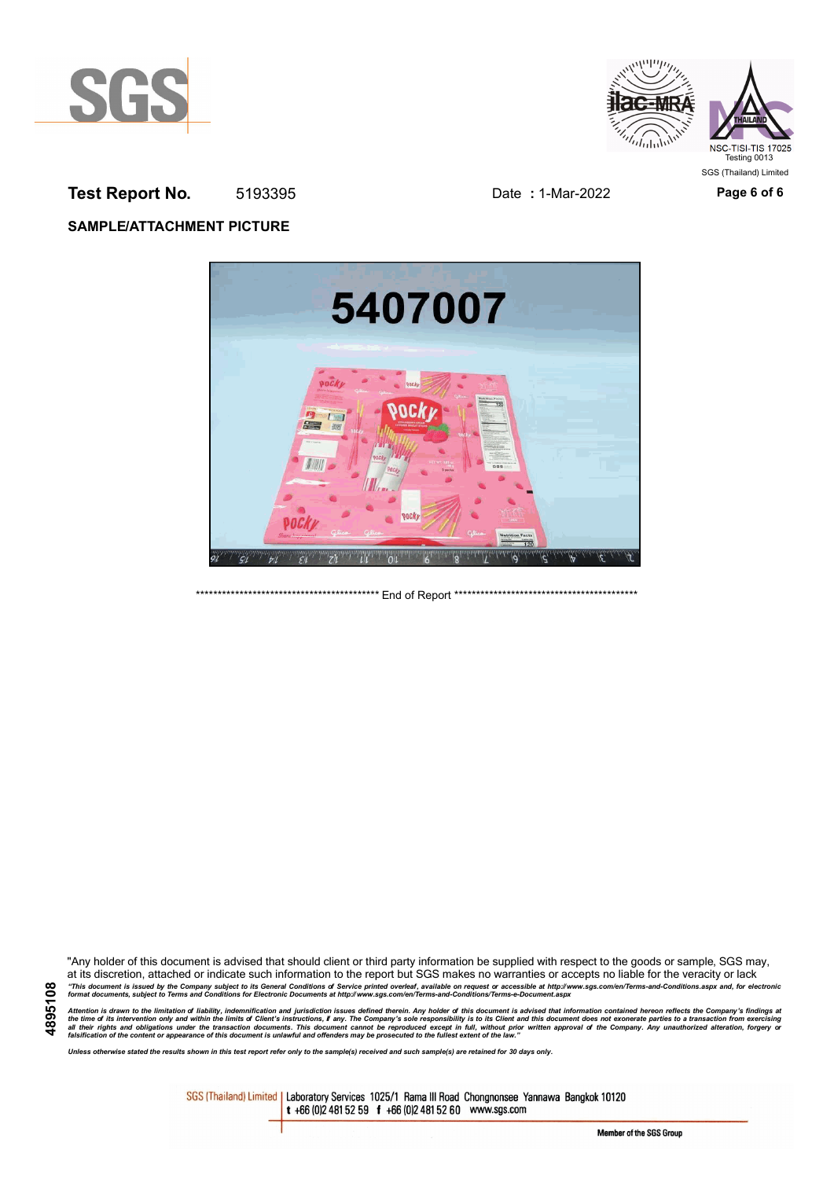**Test Report No.** 5193395 Date **:** 1-Mar-2022

**SAMPLE/ATTACHMENT PICTURE**

******************************************** End of Report ********************************************

"Any holder of this document is advised that should client or third party information be supplied with respect to the goods or sample, SGS may, at its discretion, attached or indicate such information to the report but SGS makes no warranties or accepts no liable for the veracity or lack

*"This document is issued by the Company subject to its General Conditions of Service printed overleaf, available on request or accessible at http://www.sgs.com/en/Terms-and-Conditions.aspx and, for electronic format documents, subject to Terms and Conditions for Electronic Documents at http://www.sgs.com/en/Terms-and-Conditions/Terms-e-Document.aspx*

*Attention is drawn to the limitation of liability, indemnification and jurisdiction issues defined therein. Any holder of this document is advised that information contained hereon reflects the Company's findings at the time of its intervention only and within the limits of Client's instructions, if any. The Company's sole responsibility is to its Client and this document does not exonerate parties to a transaction from exercising all their rights and obligations under the transaction documents. This document cannot be reproduced except in full, without prior written approval of the Company. Any unauthorized alteration, forgery or falsification of the content or appearance of this document is unlawful and offenders may be prosecuted to the fullest extent of the law."*

*Unless otherwise stated the results shown in this test report refer only to the sample(s) received and such sample(s) are retained for 30 days only.*

4895108

SGS (Thailand) Limited | Laboratory Services 1025/1 Rama III Road Chongnonsee Yannawa Bangkok 10120
t +66 (0)2 481 52 59 f +66 (0)2 481 52 60 www.sgs.com

Member of the SGS Group